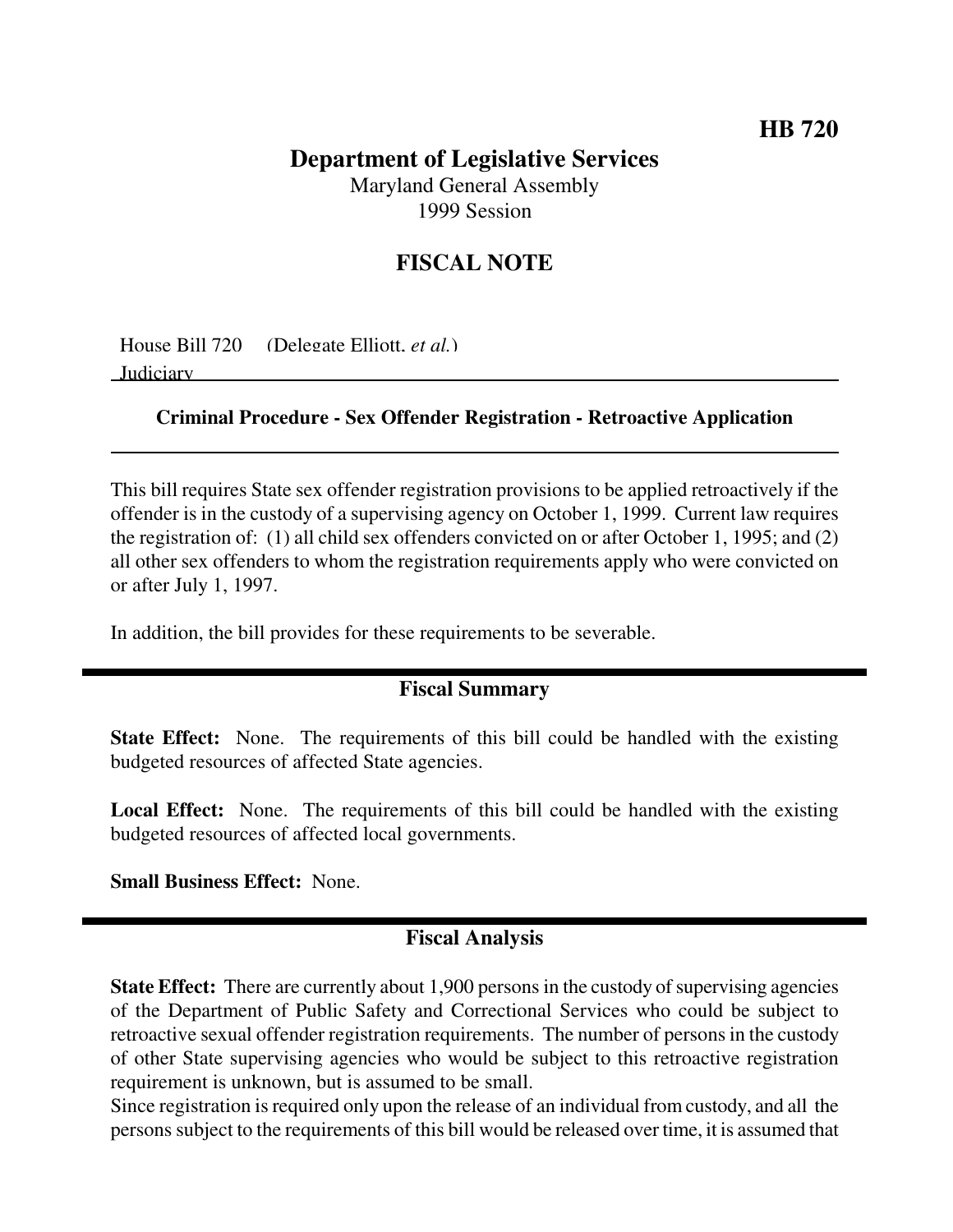**HB 720**

# Department of Legislative Services

Maryland General Assembly
1999 Session

## FISCAL NOTE

House Bill 720 (Delegate Elliott, *et al.*)
Judiciary

**Criminal Procedure - Sex Offender Registration - Retroactive Application**

This bill requires State sex offender registration provisions to be applied retroactively if the offender is in the custody of a supervising agency on October 1, 1999. Current law requires the registration of: (1) all child sex offenders convicted on or after October 1, 1995; and (2) all other sex offenders to whom the registration requirements apply who were convicted on or after July 1, 1997.

In addition, the bill provides for these requirements to be severable.

## Fiscal Summary

**State Effect:** None. The requirements of this bill could be handled with the existing budgeted resources of affected State agencies.

**Local Effect:** None. The requirements of this bill could be handled with the existing budgeted resources of affected local governments.

**Small Business Effect:** None.

## Fiscal Analysis

**State Effect:** There are currently about 1,900 persons in the custody of supervising agencies of the Department of Public Safety and Correctional Services who could be subject to retroactive sexual offender registration requirements. The number of persons in the custody of other State supervising agencies who would be subject to this retroactive registration requirement is unknown, but is assumed to be small.
Since registration is required only upon the release of an individual from custody, and all the persons subject to the requirements of this bill would be released over time, it is assumed that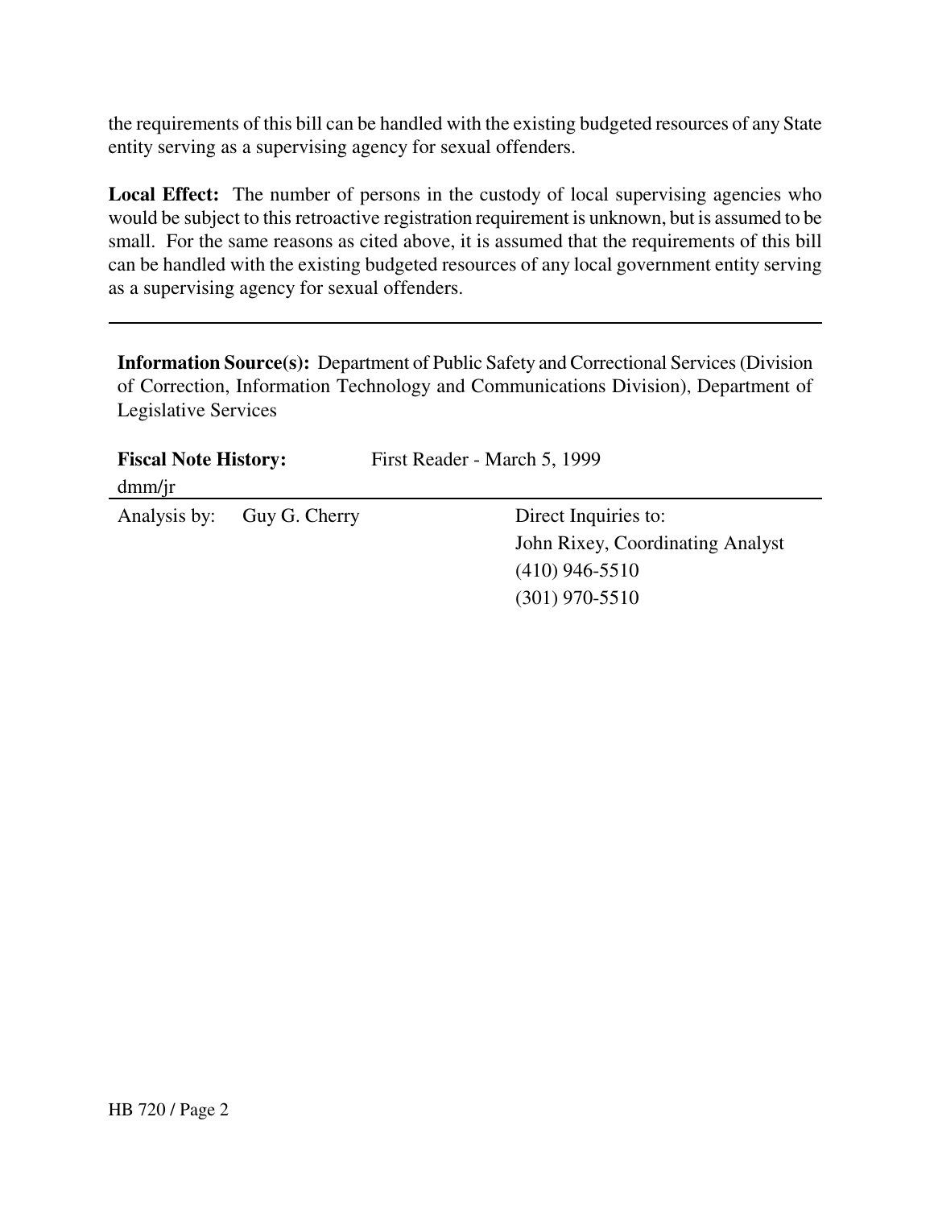the requirements of this bill can be handled with the existing budgeted resources of any State entity serving as a supervising agency for sexual offenders.

**Local Effect:** The number of persons in the custody of local supervising agencies who would be subject to this retroactive registration requirement is unknown, but is assumed to be small. For the same reasons as cited above, it is assumed that the requirements of this bill can be handled with the existing budgeted resources of any local government entity serving as a supervising agency for sexual offenders.

---

**Information Source(s):** Department of Public Safety and Correctional Services (Division of Correction, Information Technology and Communications Division), Department of Legislative Services

**Fiscal Note History:** First Reader - March 5, 1999
dmm/jr

Analysis by: Guy G. Cherry

Direct Inquiries to:
John Rixey, Coordinating Analyst
(410) 946-5510
(301) 970-5510